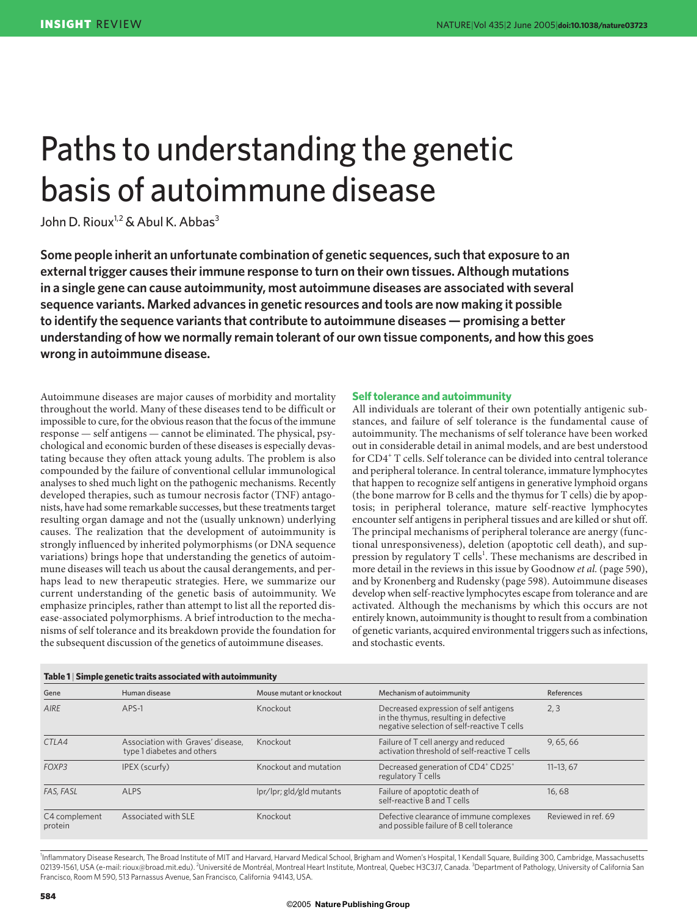# Paths to understanding the genetic basis of autoimmune disease

John D. Rioux[1,2] & Abul K. Abbas[3]

**Some people inherit an unfortunate combination of genetic sequences, such that exposure to an external trigger causes their immune response to turn on their own tissues. Although mutations in a single gene can cause autoimmunity, most autoimmune diseases are associated with several sequence variants. Marked advances in genetic resources and tools are now making it possible to identify the sequence variants that contribute to autoimmune diseases — promising a better understanding of how we normally remain tolerant of our own tissue components, and how this goes wrong in autoimmune disease.**

Autoimmune diseases are major causes of morbidity and mortality throughout the world. Many of these diseases tend to be difficult or impossible to cure, for the obvious reason that the focus of the immune response — self antigens — cannot be eliminated. The physical, psychological and economic burden of these diseases is especially devastating because they often attack young adults. The problem is also compounded by the failure of conventional cellular immunological analyses to shed much light on the pathogenic mechanisms. Recently developed therapies, such as tumour necrosis factor (TNF) antagonists, have had some remarkable successes, but these treatments target resulting organ damage and not the (usually unknown) underlying causes. The realization that the development of autoimmunity is strongly influenced by inherited polymorphisms (or DNA sequence variations) brings hope that understanding the genetics of autoimmune diseases will teach us about the causal derangements, and perhaps lead to new therapeutic strategies. Here, we summarize our current understanding of the genetic basis of autoimmunity. We emphasize principles, rather than attempt to list all the reported disease-associated polymorphisms. A brief introduction to the mechanisms of self tolerance and its breakdown provide the foundation for the subsequent discussion of the genetics of autoimmune diseases.

## Self tolerance and autoimmunity

All individuals are tolerant of their own potentially antigenic substances, and failure of self tolerance is the fundamental cause of autoimmunity. The mechanisms of self tolerance have been worked out in considerable detail in animal models, and are best understood for CD4[+] T cells. Self tolerance can be divided into central tolerance and peripheral tolerance. In central tolerance, immature lymphocytes that happen to recognize self antigens in generative lymphoid organs (the bone marrow for B cells and the thymus for T cells) die by apoptosis; in peripheral tolerance, mature self-reactive lymphocytes encounter self antigens in peripheral tissues and are killed or shut off. The principal mechanisms of peripheral tolerance are anergy (functional unresponsiveness), deletion (apoptotic cell death), and suppression by regulatory T cells[1]. These mechanisms are described in more detail in the reviews in this issue by Goodnow *et al.* (page 590), and by Kronenberg and Rudensky (page 598). Autoimmune diseases develop when self-reactive lymphocytes escape from tolerance and are activated. Although the mechanisms by which this occurs are not entirely known, autoimmunity is thought to result from a combination of genetic variants, acquired environmental triggers such as infections, and stochastic events.

**Table 1 | Simple genetic traits associated with autoimmunity**

| Gene | Human disease | Mouse mutant or knockout | Mechanism of autoimmunity | References |
|---|---|---|---|---|
| *AIRE* | APS-1 | Knockout | Decreased expression of self antigens in the thymus, resulting in defective negative selection of self-reactive T cells | 2, 3 |
| *CTLA4* | Association with Graves' disease, type 1 diabetes and others | Knockout | Failure of T cell anergy and reduced activation threshold of self-reactive T cells | 9, 65, 66 |
| *FOXP3* | IPEX (scurfy) | Knockout and mutation | Decreased generation of CD4[+] CD25[+] regulatory T cells | 11–13, 67 |
| *FAS, FASL* | ALPS | lpr/lpr; gld/gld mutants | Failure of apoptotic death of self-reactive B and T cells | 16, 68 |
| C4 complement protein | Associated with SLE | Knockout | Defective clearance of immune complexes and possible failure of B cell tolerance | Reviewed in ref. 69 |

[1]Inflammatory Disease Research, The Broad Institute of MIT and Harvard, Harvard Medical School, Brigham and Women's Hospital, 1 Kendall Square, Building 300, Cambridge, Massachusetts 02139-1561, USA (e-mail: rioux@broad.mit.edu). [2]Université de Montréal, Montreal Heart Institute, Montreal, Quebec H3C3J7, Canada. [3]Department of Pathology, University of California San Francisco, Room M 590, 513 Parnassus Avenue, San Francisco, California 94143, USA.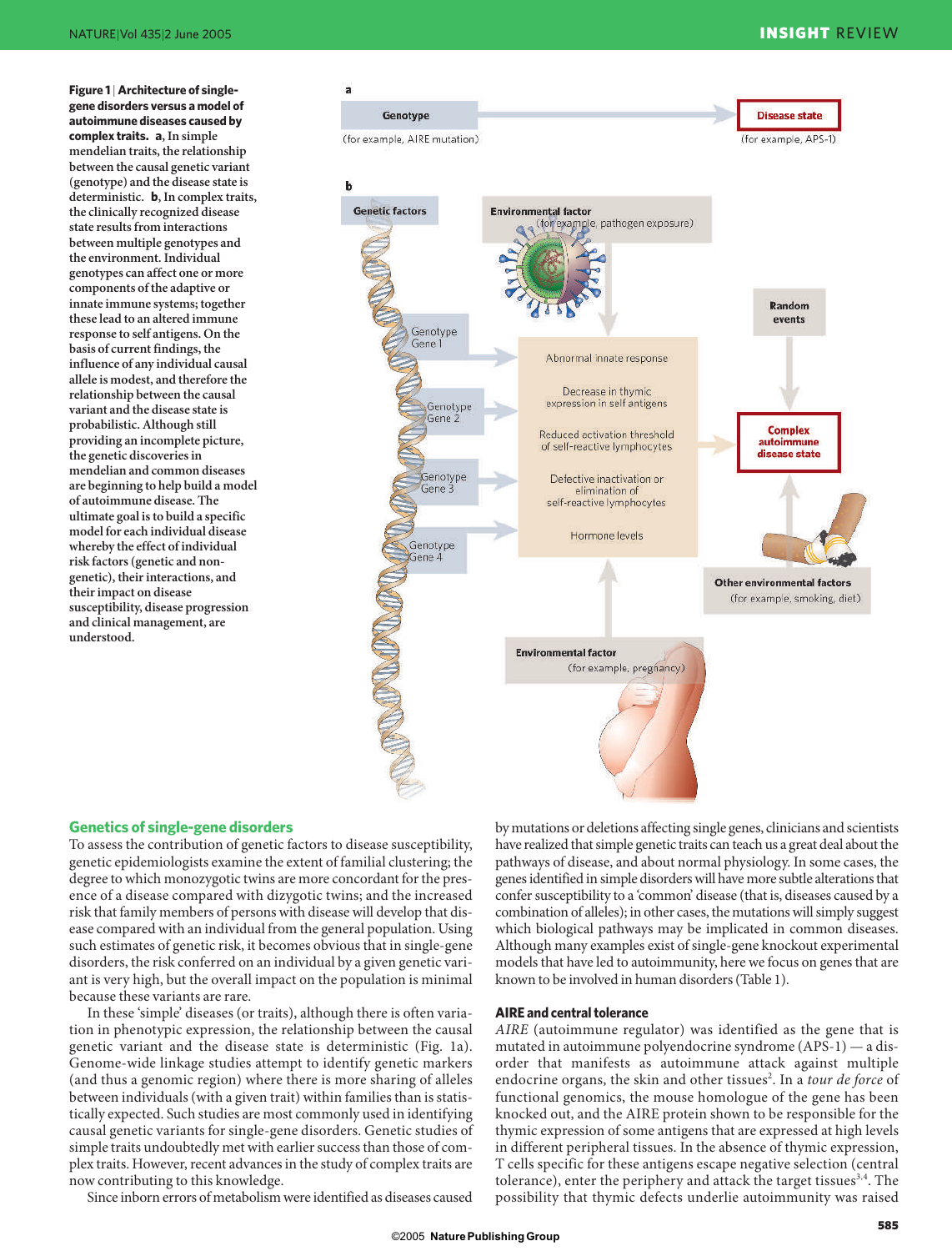**Figure 1 | Architecture of single-gene disorders versus a model of autoimmune diseases caused by complex traits. a**, In simple mendelian traits, the relationship between the causal genetic variant (genotype) and the disease state is deterministic. **b**, In complex traits, the clinically recognized disease state results from interactions between multiple genotypes and the environment. Individual genotypes can affect one or more components of the adaptive or innate immune systems; together these lead to an altered immune response to self antigens. On the basis of current findings, the influence of any individual causal allele is modest, and therefore the relationship between the causal variant and the disease state is probabilistic. Although still providing an incomplete picture, the genetic discoveries in mendelian and common diseases are beginning to help build a model of autoimmune disease. The ultimate goal is to build a specific model for each individual disease whereby the effect of individual risk factors (genetic and non-genetic), their interactions, and their impact on disease susceptibility, disease progression and clinical management, are understood.

## Genetics of single-gene disorders

To assess the contribution of genetic factors to disease susceptibility, genetic epidemiologists examine the extent of familial clustering; the degree to which monozygotic twins are more concordant for the presence of a disease compared with dizygotic twins; and the increased risk that family members of persons with disease will develop that disease compared with an individual from the general population. Using such estimates of genetic risk, it becomes obvious that in single-gene disorders, the risk conferred on an individual by a given genetic variant is very high, but the overall impact on the population is minimal because these variants are rare.

In these 'simple' diseases (or traits), although there is often variation in phenotypic expression, the relationship between the causal genetic variant and the disease state is deterministic (Fig. 1a). Genome-wide linkage studies attempt to identify genetic markers (and thus a genomic region) where there is more sharing of alleles between individuals (with a given trait) within families than is statistically expected. Such studies are most commonly used in identifying causal genetic variants for single-gene disorders. Genetic studies of simple traits undoubtedly met with earlier success than those of complex traits. However, recent advances in the study of complex traits are now contributing to this knowledge.

Since inborn errors of metabolism were identified as diseases caused by mutations or deletions affecting single genes, clinicians and scientists have realized that simple genetic traits can teach us a great deal about the pathways of disease, and about normal physiology. In some cases, the genes identified in simple disorders will have more subtle alterations that confer susceptibility to a 'common' disease (that is, diseases caused by a combination of alleles); in other cases, the mutations will simply suggest which biological pathways may be implicated in common diseases. Although many examples exist of single-gene knockout experimental models that have led to autoimmunity, here we focus on genes that are known to be involved in human disorders (Table 1).

### AIRE and central tolerance

*AIRE* (autoimmune regulator) was identified as the gene that is mutated in autoimmune polyendocrine syndrome (APS-1) — a disorder that manifests as autoimmune attack against multiple endocrine organs, the skin and other tissues[2]. In a *tour de force* of functional genomics, the mouse homologue of the gene has been knocked out, and the AIRE protein shown to be responsible for the thymic expression of some antigens that are expressed at high levels in different peripheral tissues. In the absence of thymic expression, T cells specific for these antigens escape negative selection (central tolerance), enter the periphery and attack the target tissues[3,4]. The possibility that thymic defects underlie autoimmunity was raised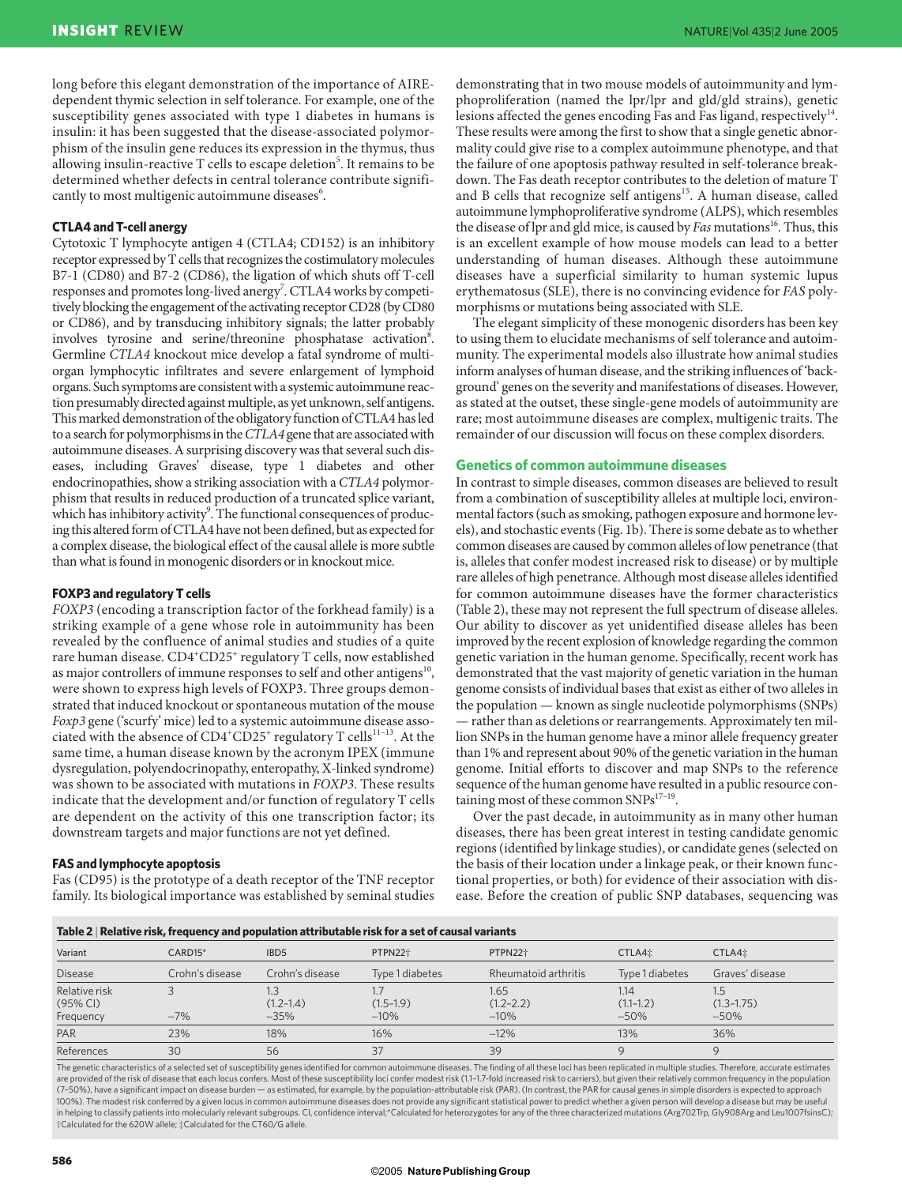long before this elegant demonstration of the importance of AIRE-dependent thymic selection in self tolerance. For example, one of the susceptibility genes associated with type 1 diabetes in humans is insulin: it has been suggested that the disease-associated polymorphism of the insulin gene reduces its expression in the thymus, thus allowing insulin-reactive T cells to escape deletion[5]. It remains to be determined whether defects in central tolerance contribute significantly to most multigenic autoimmune diseases[6].

### CTLA4 and T-cell anergy

Cytotoxic T lymphocyte antigen 4 (CTLA4; CD152) is an inhibitory receptor expressed by T cells that recognizes the costimulatory molecules B7-1 (CD80) and B7-2 (CD86), the ligation of which shuts off T-cell responses and promotes long-lived anergy[7]. CTLA4 works by competitively blocking the engagement of the activating receptor CD28 (by CD80 or CD86), and by transducing inhibitory signals; the latter probably involves tyrosine and serine/threonine phosphatase activation[8]. Germline *CTLA4* knockout mice develop a fatal syndrome of multi-organ lymphocytic infiltrates and severe enlargement of lymphoid organs. Such symptoms are consistent with a systemic autoimmune reaction presumably directed against multiple, as yet unknown, self antigens. This marked demonstration of the obligatory function of CTLA4 has led to a search for polymorphisms in the *CTLA4* gene that are associated with autoimmune diseases. A surprising discovery was that several such diseases, including Graves' disease, type 1 diabetes and other endocrinopathies, show a striking association with a *CTLA4* polymorphism that results in reduced production of a truncated splice variant, which has inhibitory activity[9]. The functional consequences of producing this altered form of CTLA4 have not been defined, but as expected for a complex disease, the biological effect of the causal allele is more subtle than what is found in monogenic disorders or in knockout mice.

### FOXP3 and regulatory T cells

*FOXP3* (encoding a transcription factor of the forkhead family) is a striking example of a gene whose role in autoimmunity has been revealed by the confluence of animal studies and studies of a quite rare human disease. CD4$^+$CD25$^+$ regulatory T cells, now established as major controllers of immune responses to self and other antigens[10], were shown to express high levels of FOXP3. Three groups demonstrated that induced knockout or spontaneous mutation of the mouse *Foxp3* gene ('scurfy' mice) led to a systemic autoimmune disease associated with the absence of CD4$^+$CD25$^+$ regulatory T cells[11–13]. At the same time, a human disease known by the acronym IPEX (immune dysregulation, polyendocrinopathy, enteropathy, X-linked syndrome) was shown to be associated with mutations in *FOXP3*. These results indicate that the development and/or function of regulatory T cells are dependent on the activity of this one transcription factor; its downstream targets and major functions are not yet defined.

### FAS and lymphocyte apoptosis

Fas (CD95) is the prototype of a death receptor of the TNF receptor family. Its biological importance was established by seminal studies demonstrating that in two mouse models of autoimmunity and lymphoproliferation (named the lpr/lpr and gld/gld strains), genetic lesions affected the genes encoding Fas and Fas ligand, respectively[14]. These results were among the first to show that a single genetic abnormality could give rise to a complex autoimmune phenotype, and that the failure of one apoptosis pathway resulted in self-tolerance breakdown. The Fas death receptor contributes to the deletion of mature T and B cells that recognize self antigens[15]. A human disease, called autoimmune lymphoproliferative syndrome (ALPS), which resembles the disease of lpr and gld mice, is caused by *Fas* mutations[16]. Thus, this is an excellent example of how mouse models can lead to a better understanding of human diseases. Although these autoimmune diseases have a superficial similarity to human systemic lupus erythematosus (SLE), there is no convincing evidence for *FAS* polymorphisms or mutations being associated with SLE.

The elegant simplicity of these monogenic disorders has been key to using them to elucidate mechanisms of self tolerance and autoimmunity. The experimental models also illustrate how animal studies inform analyses of human disease, and the striking influences of 'background' genes on the severity and manifestations of diseases. However, as stated at the outset, these single-gene models of autoimmunity are rare; most autoimmune diseases are complex, multigenic traits. The remainder of our discussion will focus on these complex disorders.

## Genetics of common autoimmune diseases

In contrast to simple diseases, common diseases are believed to result from a combination of susceptibility alleles at multiple loci, environmental factors (such as smoking, pathogen exposure and hormone levels), and stochastic events (Fig. 1b). There is some debate as to whether common diseases are caused by common alleles of low penetrance (that is, alleles that confer modest increased risk to disease) or by multiple rare alleles of high penetrance. Although most disease alleles identified for common autoimmune diseases have the former characteristics (Table 2), these may not represent the full spectrum of disease alleles. Our ability to discover as yet unidentified disease alleles has been improved by the recent explosion of knowledge regarding the common genetic variation in the human genome. Specifically, recent work has demonstrated that the vast majority of genetic variation in the human genome consists of individual bases that exist as either of two alleles in the population — known as single nucleotide polymorphisms (SNPs) — rather than as deletions or rearrangements. Approximately ten million SNPs in the human genome have a minor allele frequency greater than 1% and represent about 90% of the genetic variation in the human genome. Initial efforts to discover and map SNPs to the reference sequence of the human genome have resulted in a public resource containing most of these common SNPs[17–19].

Over the past decade, in autoimmunity as in many other human diseases, there has been great interest in testing candidate genomic regions (identified by linkage studies), or candidate genes (selected on the basis of their location under a linkage peak, or their known functional properties, or both) for evidence of their association with disease. Before the creation of public SNP databases, sequencing was

**Table 2 | Relative risk, frequency and population attributable risk for a set of causal variants**

| Variant | CARD15* | IBD5 | PTPN22† | PTPN22† | CTLA4‡ | CTLA4‡ |
|---|---|---|---|---|---|---|
| Disease | Crohn's disease | Crohn's disease | Type 1 diabetes | Rheumatoid arthritis | Type 1 diabetes | Graves' disease |
| Relative risk (95% CI) | 3 | 1.3 (1.2–1.4) | 1.7 (1.5–1.9) | 1.65 (1.2–2.2) | 1.14 (1.1–1.2) | 1.5 (1.3–1.75) |
| Frequency | ~7% | ~35% | ~10% | ~10% | ~50% | ~50% |
| PAR | 23% | 18% | 16% | ~12% | 13% | 36% |
| References | 30 | 56 | 37 | 39 | 9 | 9 |

The genetic characteristics of a selected set of susceptibility genes identified for common autoimmune diseases. The finding of all these loci has been replicated in multiple studies. Therefore, accurate estimates are provided of the risk of disease that each locus confers. Most of these susceptibility loci confer modest risk (1.1–1.7-fold increased risk to carriers), but given their relatively common frequency in the population (7–50%), have a significant impact on disease burden — as estimated, for example, by the population-attributable risk (PAR). (In contrast, the PAR for causal genes in simple disorders is expected to approach 100%). The modest risk conferred by a given locus in common autoimmune diseases does not provide any significant statistical power to predict whether a given person will develop a disease but may be useful in helping to classify patients into molecularly relevant subgroups. CI, confidence interval; *Calculated for heterozygotes for any of the three characterized mutations (Arg702Trp, Gly908Arg and Leu1007fsinsC); †Calculated for the 620W allele; ‡Calculated for the CT60/G allele.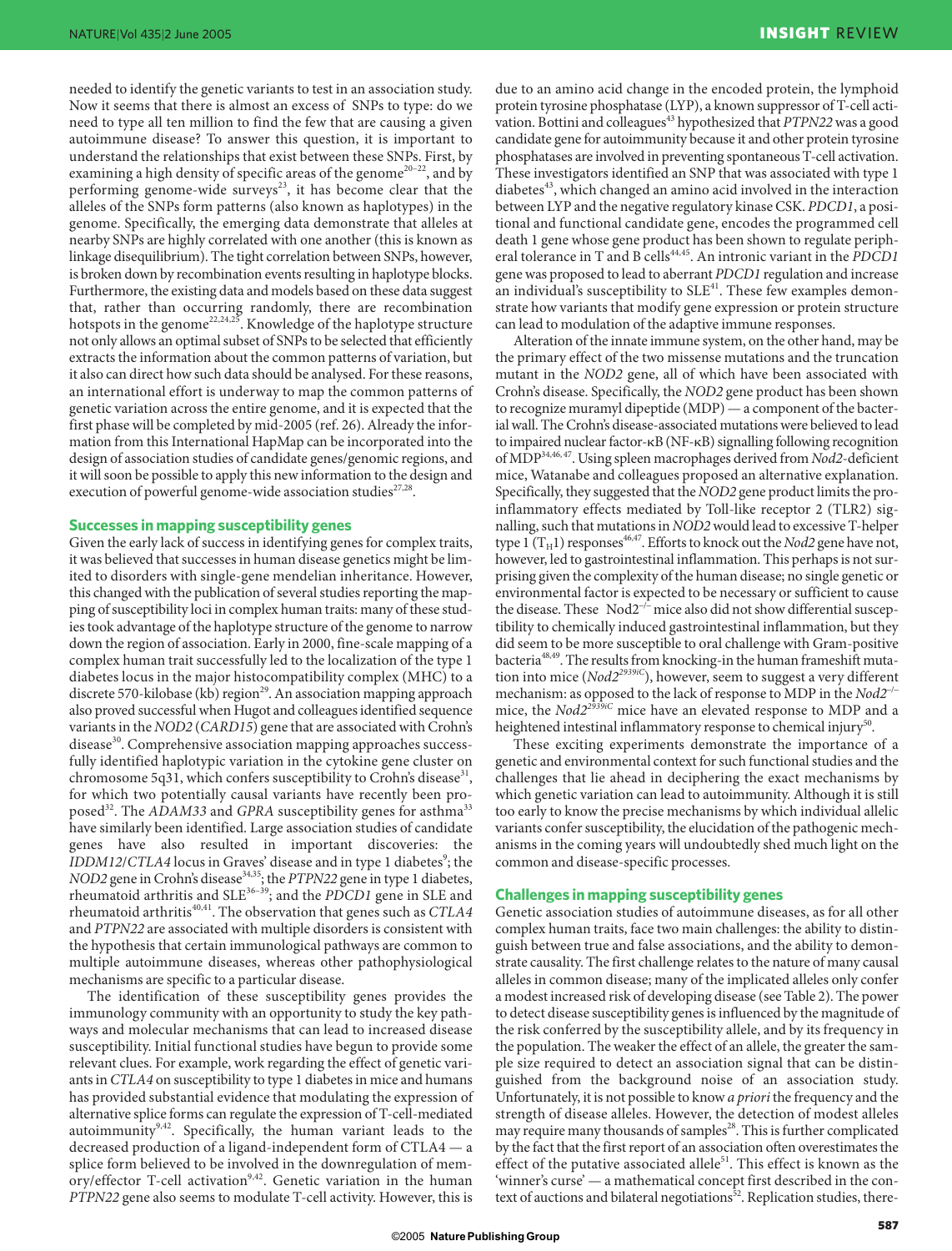needed to identify the genetic variants to test in an association study. Now it seems that there is almost an excess of SNPs to type: do we need to type all ten million to find the few that are causing a given autoimmune disease? To answer this question, it is important to understand the relationships that exist between these SNPs. First, by examining a high density of specific areas of the genome[20–22], and by performing genome-wide surveys[23], it has become clear that the alleles of the SNPs form patterns (also known as haplotypes) in the genome. Specifically, the emerging data demonstrate that alleles at nearby SNPs are highly correlated with one another (this is known as linkage disequilibrium). The tight correlation between SNPs, however, is broken down by recombination events resulting in haplotype blocks. Furthermore, the existing data and models based on these data suggest that, rather than occurring randomly, there are recombination hotspots in the genome[22,24,25]. Knowledge of the haplotype structure not only allows an optimal subset of SNPs to be selected that efficiently extracts the information about the common patterns of variation, but it also can direct how such data should be analysed. For these reasons, an international effort is underway to map the common patterns of genetic variation across the entire genome, and it is expected that the first phase will be completed by mid-2005 (ref. 26). Already the information from this International HapMap can be incorporated into the design of association studies of candidate genes/genomic regions, and it will soon be possible to apply this new information to the design and execution of powerful genome-wide association studies[27,28].

## Successes in mapping susceptibility genes

Given the early lack of success in identifying genes for complex traits, it was believed that successes in human disease genetics might be limited to disorders with single-gene mendelian inheritance. However, this changed with the publication of several studies reporting the mapping of susceptibility loci in complex human traits: many of these studies took advantage of the haplotype structure of the genome to narrow down the region of association. Early in 2000, fine-scale mapping of a complex human trait successfully led to the localization of the type 1 diabetes locus in the major histocompatibility complex (MHC) to a discrete 570-kilobase (kb) region[29]. An association mapping approach also proved successful when Hugot and colleagues identified sequence variants in the *NOD2* (*CARD15*) gene that are associated with Crohn's disease[30]. Comprehensive association mapping approaches successfully identified haplotypic variation in the cytokine gene cluster on chromosome 5q31, which confers susceptibility to Crohn's disease[31], for which two potentially causal variants have recently been proposed[32]. The *ADAM33* and *GPRA* susceptibility genes for asthma[33] have similarly been identified. Large association studies of candidate genes have also resulted in important discoveries: the *IDDM12*/*CTLA4* locus in Graves' disease and in type 1 diabetes[9]; the *NOD2* gene in Crohn's disease[34,35]; the *PTPN22* gene in type 1 diabetes, rheumatoid arthritis and SLE[36–39]; and the *PDCD1* gene in SLE and rheumatoid arthritis[40,41]. The observation that genes such as *CTLA4* and *PTPN22* are associated with multiple disorders is consistent with the hypothesis that certain immunological pathways are common to multiple autoimmune diseases, whereas other pathophysiological mechanisms are specific to a particular disease.

The identification of these susceptibility genes provides the immunology community with an opportunity to study the key pathways and molecular mechanisms that can lead to increased disease susceptibility. Initial functional studies have begun to provide some relevant clues. For example, work regarding the effect of genetic variants in *CTLA4* on susceptibility to type 1 diabetes in mice and humans has provided substantial evidence that modulating the expression of alternative splice forms can regulate the expression of T-cell-mediated autoimmunity[9,42]. Specifically, the human variant leads to the decreased production of a ligand-independent form of CTLA4 — a splice form believed to be involved in the downregulation of memory/effector T-cell activation[9,42]. Genetic variation in the human *PTPN22* gene also seems to modulate T-cell activity. However, this is due to an amino acid change in the encoded protein, the lymphoid protein tyrosine phosphatase (LYP), a known suppressor of T-cell activation. Bottini and colleagues[43] hypothesized that *PTPN22* was a good candidate gene for autoimmunity because it and other protein tyrosine phosphatases are involved in preventing spontaneous T-cell activation. These investigators identified an SNP that was associated with type 1 diabetes[43], which changed an amino acid involved in the interaction between LYP and the negative regulatory kinase CSK. *PDCD1*, a positional and functional candidate gene, encodes the programmed cell death 1 gene whose gene product has been shown to regulate peripheral tolerance in T and B cells[44,45]. An intronic variant in the *PDCD1* gene was proposed to lead to aberrant *PDCD1* regulation and increase an individual's susceptibility to SLE[41]. These few examples demonstrate how variants that modify gene expression or protein structure can lead to modulation of the adaptive immune responses.

Alteration of the innate immune system, on the other hand, may be the primary effect of the two missense mutations and the truncation mutant in the *NOD2* gene, all of which have been associated with Crohn's disease. Specifically, the *NOD2* gene product has been shown to recognize muramyl dipeptide (MDP) — a component of the bacterial wall. The Crohn's disease-associated mutations were believed to lead to impaired nuclear factor-κB (NF-κB) signalling following recognition of MDP[34,46,47]. Using spleen macrophages derived from *Nod2*-deficient mice, Watanabe and colleagues proposed an alternative explanation. Specifically, they suggested that the *NOD2* gene product limits the pro-inflammatory effects mediated by Toll-like receptor 2 (TLR2) signalling, such that mutations in *NOD2* would lead to excessive T-helper type 1 ($T_H1$) responses[46,47]. Efforts to knock out the *Nod2* gene have not, however, led to gastrointestinal inflammation. This perhaps is not surprising given the complexity of the human disease; no single genetic or environmental factor is expected to be necessary or sufficient to cause the disease. These $Nod2^{-/-}$ mice also did not show differential susceptibility to chemically induced gastrointestinal inflammation, but they did seem to be more susceptible to oral challenge with Gram-positive bacteria[48,49]. The results from knocking-in the human frameshift mutation into mice ($Nod2^{2939iC}$), however, seem to suggest a very different mechanism: as opposed to the lack of response to MDP in the $Nod2^{-/-}$ mice, the $Nod2^{2939iC}$ mice have an elevated response to MDP and a heightened intestinal inflammatory response to chemical injury[50].

These exciting experiments demonstrate the importance of a genetic and environmental context for such functional studies and the challenges that lie ahead in deciphering the exact mechanisms by which genetic variation can lead to autoimmunity. Although it is still too early to know the precise mechanisms by which individual allelic variants confer susceptibility, the elucidation of the pathogenic mechanisms in the coming years will undoubtedly shed much light on the common and disease-specific processes.

## Challenges in mapping susceptibility genes

Genetic association studies of autoimmune diseases, as for all other complex human traits, face two main challenges: the ability to distinguish between true and false associations, and the ability to demonstrate causality. The first challenge relates to the nature of many causal alleles in common disease; many of the implicated alleles only confer a modest increased risk of developing disease (see Table 2). The power to detect disease susceptibility genes is influenced by the magnitude of the risk conferred by the susceptibility allele, and by its frequency in the population. The weaker the effect of an allele, the greater the sample size required to detect an association signal that can be distinguished from the background noise of an association study. Unfortunately, it is not possible to know *a priori* the frequency and the strength of disease alleles. However, the detection of modest alleles may require many thousands of samples[28]. This is further complicated by the fact that the first report of an association often overestimates the effect of the putative associated allele[51]. This effect is known as the 'winner's curse' — a mathematical concept first described in the context of auctions and bilateral negotiations[52]. Replication studies, there-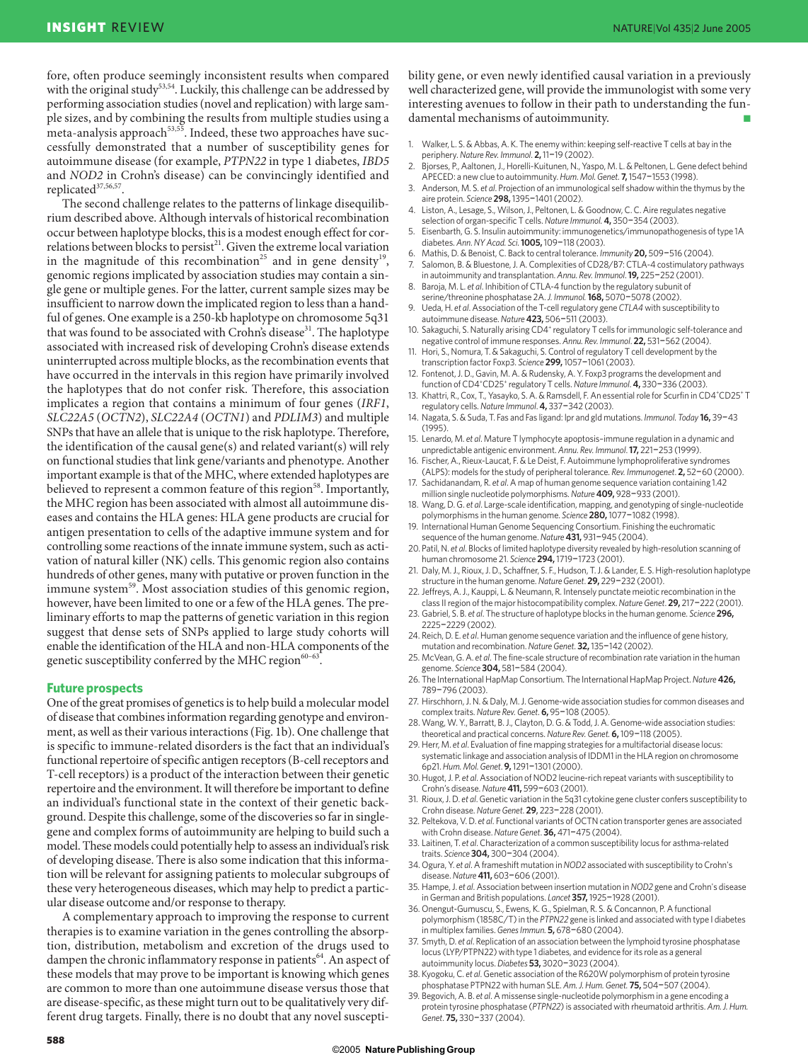fore, often produce seemingly inconsistent results when compared with the original study[53,54]. Luckily, this challenge can be addressed by performing association studies (novel and replication) with large sample sizes, and by combining the results from multiple studies using a meta-analysis approach[53,55]. Indeed, these two approaches have successfully demonstrated that a number of susceptibility genes for autoimmune disease (for example, *PTPN22* in type 1 diabetes, *IBD5* and *NOD2* in Crohn's disease) can be convincingly identified and replicated[37,56,57].

The second challenge relates to the patterns of linkage disequilibrium described above. Although intervals of historical recombination occur between haplotype blocks, this is a modest enough effect for correlations between blocks to persist[21]. Given the extreme local variation in the magnitude of this recombination[25] and in gene density[19], genomic regions implicated by association studies may contain a single gene or multiple genes. For the latter, current sample sizes may be insufficient to narrow down the implicated region to less than a handful of genes. One example is a 250-kb haplotype on chromosome 5q31 that was found to be associated with Crohn's disease[31]. The haplotype associated with increased risk of developing Crohn's disease extends uninterrupted across multiple blocks, as the recombination events that have occurred in the intervals in this region have primarily involved the haplotypes that do not confer risk. Therefore, this association implicates a region that contains a minimum of four genes (*IRF1*, *SLC22A5* (*OCTN2*), *SLC22A4* (*OCTN1*) and *PDLIM3*) and multiple SNPs that have an allele that is unique to the risk haplotype. Therefore, the identification of the causal gene(s) and related variant(s) will rely on functional studies that link gene/variants and phenotype. Another important example is that of the MHC, where extended haplotypes are believed to represent a common feature of this region[58]. Importantly, the MHC region has been associated with almost all autoimmune diseases and contains the HLA genes: HLA gene products are crucial for antigen presentation to cells of the adaptive immune system and for controlling some reactions of the innate immune system, such as activation of natural killer (NK) cells. This genomic region also contains hundreds of other genes, many with putative or proven function in the immune system[59]. Most association studies of this genomic region, however, have been limited to one or a few of the HLA genes. The preliminary efforts to map the patterns of genetic variation in this region suggest that dense sets of SNPs applied to large study cohorts will enable the identification of the HLA and non-HLA components of the genetic susceptibility conferred by the MHC region[60–63].

## Future prospects

One of the great promises of genetics is to help build a molecular model of disease that combines information regarding genotype and environment, as well as their various interactions (Fig. 1b). One challenge that is specific to immune-related disorders is the fact that an individual's functional repertoire of specific antigen receptors (B-cell receptors and T-cell receptors) is a product of the interaction between their genetic repertoire and the environment. It will therefore be important to define an individual's functional state in the context of their genetic background. Despite this challenge, some of the discoveries so far in single-gene and complex forms of autoimmunity are helping to build such a model. These models could potentially help to assess an individual's risk of developing disease. There is also some indication that this information will be relevant for assigning patients to molecular subgroups of these very heterogeneous diseases, which may help to predict a particular disease outcome and/or response to therapy.

A complementary approach to improving the response to current therapies is to examine variation in the genes controlling the absorption, distribution, metabolism and excretion of the drugs used to dampen the chronic inflammatory response in patients[64]. An aspect of these models that may prove to be important is knowing which genes are common to more than one autoimmune disease versus those that are disease-specific, as these might turn out to be qualitatively very different drug targets. Finally, there is no doubt that any novel susceptibility gene, or even newly identified causal variation in a previously well characterized gene, will provide the immunologist with some very interesting avenues to follow in their path to understanding the fundamental mechanisms of autoimmunity. ■

1. Walker, L. S. & Abbas, A. K. The enemy within: keeping self-reactive T cells at bay in the periphery. *Nature Rev. Immunol.* **2,** 11–19 (2002).
2. Bjorses, P., Aaltonen, J., Horelli-Kuitunen, N., Yaspo, M. L. & Peltonen, L. Gene defect behind APECED: a new clue to autoimmunity. *Hum. Mol. Genet.* **7,** 1547–1553 (1998).
3. Anderson, M. S. *et al.* Projection of an immunological self shadow within the thymus by the aire protein. *Science* **298,** 1395–1401 (2002).
4. Liston, A., Lesage, S., Wilson, J., Peltonen, L. & Goodnow, C. C. Aire regulates negative selection of organ-specific T cells. *Nature Immunol.* **4,** 350–354 (2003).
5. Eisenbarth, G. S. Insulin autoimmunity: immunogenetics/immunopathogenesis of type 1A diabetes. *Ann. NY Acad. Sci.* **1005,** 109–118 (2003).
6. Mathis, D. & Benoist, C. Back to central tolerance. *Immunity* **20,** 509–516 (2004).
7. Salomon, B. & Bluestone, J. A. Complexities of CD28/B7: CTLA-4 costimulatory pathways in autoimmunity and transplantation. *Annu. Rev. Immunol.* **19,** 225–252 (2001).
8. Baroja, M. L. *et al.* Inhibition of CTLA-4 function by the regulatory subunit of serine/threonine phosphatase 2A. *J. Immunol.* **168,** 5070–5078 (2002).
9. Ueda, H. *et al.* Association of the T-cell regulatory gene *CTLA4* with susceptibility to autoimmune disease. *Nature* **423,** 506–511 (2003).
10. Sakaguchi, S. Naturally arising CD4+ regulatory T cells for immunologic self-tolerance and negative control of immune responses. *Annu. Rev. Immunol.* **22,** 531–562 (2004).
11. Hori, S., Nomura, T. & Sakaguchi, S. Control of regulatory T cell development by the transcription factor Foxp3. *Science* **299,** 1057–1061 (2003).
12. Fontenot, J. D., Gavin, M. A. & Rudensky, A. Y. Foxp3 programs the development and function of CD4+CD25+ regulatory T cells. *Nature Immunol.* **4,** 330–336 (2003).
13. Khattri, R., Cox, T., Yasayko, S. A. & Ramsdell, F. An essential role for Scurfin in CD4+CD25+ T regulatory cells. *Nature Immunol.* **4,** 337–342 (2003).
14. Nagata, S. & Suda, T. Fas and Fas ligand: lpr and gld mutations. *Immunol. Today* **16,** 39–43 (1995).
15. Lenardo, M. *et al.* Mature T lymphocyte apoptosis-immune regulation in a dynamic and unpredictable antigenic environment. *Annu. Rev. Immunol.* **17,** 221–253 (1999).
16. Fischer, A., Rieux-Laucat, F. & Le Deist, F. Autoimmune lymphoproliferative syndromes (ALPS): models for the study of peripheral tolerance. *Rev. Immunogenet.* **2,** 52–60 (2000).
17. Sachidanandam, R. *et al.* A map of human genome sequence variation containing 1.42 million single nucleotide polymorphisms. *Nature* **409,** 928–933 (2001).
18. Wang, D. G. *et al.* Large-scale identification, mapping, and genotyping of single-nucleotide polymorphisms in the human genome. *Science* **280,** 1077–1082 (1998).
19. International Human Genome Sequencing Consortium. Finishing the euchromatic sequence of the human genome. *Nature* **431,** 931–945 (2004).
20. Patil, N. *et al.* Blocks of limited haplotype diversity revealed by high-resolution scanning of human chromosome 21. *Science* **294,** 1719–1723 (2001).
21. Daly, M. J., Rioux, J. D., Schaffner, S. F., Hudson, T. J. & Lander, E. S. High-resolution haplotype structure in the human genome. *Nature Genet.* **29,** 229–232 (2001).
22. Jeffreys, A. J., Kauppi, L. & Neumann, R. Intensely punctate meiotic recombination in the class II region of the major histocompatibility complex. *Nature Genet.* **29,** 217–222 (2001).
23. Gabriel, S. B. *et al.* The structure of haplotype blocks in the human genome. *Science* **296,** 2225–2229 (2002).
24. Reich, D. E. *et al.* Human genome sequence variation and the influence of gene history, mutation and recombination. *Nature Genet.* **32,** 135–142 (2002).
25. McVean, G. A. *et al.* The fine-scale structure of recombination rate variation in the human genome. *Science* **304,** 581–584 (2004).
26. The International HapMap Consortium. The International HapMap Project. *Nature* **426,** 789–796 (2003).
27. Hirschhorn, J. N. & Daly, M. J. Genome-wide association studies for common diseases and complex traits. *Nature Rev. Genet.* **6,** 95–108 (2005).
28. Wang, W. Y., Barratt, B. J., Clayton, D. G. & Todd, J. A. Genome-wide association studies: theoretical and practical concerns. *Nature Rev. Genet.* **6,** 109–118 (2005).
29. Herr, M. *et al.* Evaluation of fine mapping strategies for a multifactorial disease locus: systematic linkage and association analysis of IDDM1 in the HLA region on chromosome 6p21. *Hum. Mol. Genet.* **9,** 1291–1301 (2000).
30. Hugot, J. P. *et al.* Association of NOD2 leucine-rich repeat variants with susceptibility to Crohn's disease. *Nature* **411,** 599–603 (2001).
31. Rioux, J. D. *et al.* Genetic variation in the 5q31 cytokine gene cluster confers susceptibility to Crohn disease. *Nature Genet.* **29,** 223–228 (2001).
32. Peltekova, V. D. *et al.* Functional variants of OCTN cation transporter genes are associated with Crohn disease. *Nature Genet.* **36,** 471–475 (2004).
33. Laitinen, T. *et al.* Characterization of a common susceptibility locus for asthma-related traits. *Science* **304,** 300–304 (2004).
34. Ogura, Y. *et al.* A frameshift mutation in *NOD2* associated with susceptibility to Crohn's disease. *Nature* **411,** 603–606 (2001).
35. Hampe, J. *et al.* Association between insertion mutation in *NOD2* gene and Crohn's disease in German and British populations. *Lancet* **357,** 1925–1928 (2001).
36. Onengut-Gumuscu, S., Ewens, K. G., Spielman, R. S. & Concannon, P. A functional polymorphism (1858C/T) in the *PTPN22* gene is linked and associated with type I diabetes in multiplex families. *Genes Immun.* **5,** 678–680 (2004).
37. Smyth, D. *et al.* Replication of an association between the lymphoid tyrosine phosphatase locus (LYP/PTPN22) with type 1 diabetes, and evidence for its role as a general autoimmunity locus. *Diabetes* **53,** 3020–3023 (2004).
38. Kyogoku, C. *et al.* Genetic association of the R620W polymorphism of protein tyrosine phosphatase PTPN22 with human SLE. *Am. J. Hum. Genet.* **75,** 504–507 (2004).
39. Begovich, A. B. *et al.* A missense single-nucleotide polymorphism in a gene encoding a protein tyrosine phosphatase (*PTPN22*) is associated with rheumatoid arthritis. *Am. J. Hum. Genet.* **75,** 330–337 (2004).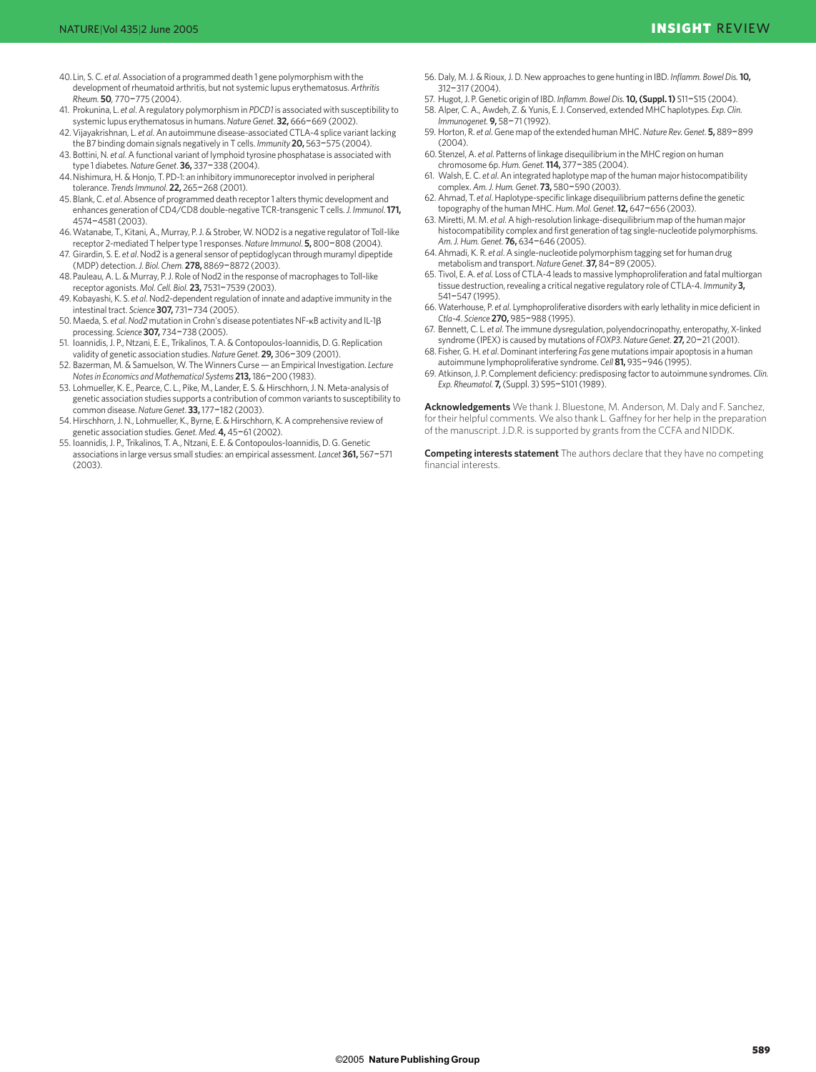40. Lin, S. C. *et al*. Association of a programmed death 1 gene polymorphism with the development of rheumatoid arthritis, but not systemic lupus erythematosus. *Arthritis Rheum.* **50**, 770–775 (2004).
41. Prokunina, L. *et al*. A regulatory polymorphism in *PDCD1* is associated with susceptibility to systemic lupus erythematosus in humans. *Nature Genet*. **32,** 666–669 (2002).
42. Vijayakrishnan, L. *et al.* An autoimmune disease-associated CTLA-4 splice variant lacking the B7 binding domain signals negatively in T cells. *Immunity* **20,** 563–575 (2004).
43. Bottini, N. *et al*. A functional variant of lymphoid tyrosine phosphatase is associated with type 1 diabetes. *Nature Genet*. **36,** 337–338 (2004).
44. Nishimura, H. & Honjo, T. PD-1: an inhibitory immunoreceptor involved in peripheral tolerance. *Trends Immunol*. **22,** 265–268 (2001).
45. Blank, C. *et al*. Absence of programmed death receptor 1 alters thymic development and enhances generation of CD4/CD8 double-negative TCR-transgenic T cells. *J. Immunol*. **171,** 4574–4581 (2003).
46. Watanabe, T., Kitani, A., Murray, P. J. & Strober, W. NOD2 is a negative regulator of Toll-like receptor 2-mediated T helper type 1 responses. *Nature Immunol*. **5,** 800–808 (2004).
47. Girardin, S. E. *et al*. Nod2 is a general sensor of peptidoglycan through muramyl dipeptide (MDP) detection. *J. Biol. Chem.* **278,** 8869–8872 (2003).
48. Pauleau, A. L. & Murray, P. J. Role of Nod2 in the response of macrophages to Toll-like receptor agonists. *Mol. Cell. Biol.* **23,** 7531–7539 (2003).
49. Kobayashi, K. S. *et al*. Nod2-dependent regulation of innate and adaptive immunity in the intestinal tract. *Science* **307,** 731–734 (2005).
50. Maeda, S. *et al*. *Nod2* mutation in Crohn's disease potentiates NF-κB activity and IL-1β processing. *Science* **307,** 734–738 (2005).
51. Ioannidis, J. P., Ntzani, E. E., Trikalinos, T. A. & Contopoulos-Ioannidis, D. G. Replication validity of genetic association studies. *Nature Genet.* **29,** 306–309 (2001).
52. Bazerman, M. & Samuelson, W. The Winners Curse — an Empirical Investigation. *Lecture Notes in Economics and Mathematical Systems* **213,** 186–200 (1983).
53. Lohmueller, K. E., Pearce, C. L., Pike, M., Lander, E. S. & Hirschhorn, J. N. Meta-analysis of genetic association studies supports a contribution of common variants to susceptibility to common disease. *Nature Genet.* **33,** 177–182 (2003).
54. Hirschhorn, J. N., Lohmueller, K., Byrne, E. & Hirschhorn, K. A comprehensive review of genetic association studies. *Genet. Med.* **4,** 45–61 (2002).
55. Ioannidis, J. P., Trikalinos, T. A., Ntzani, E. E. & Contopoulos-Ioannidis, D. G. Genetic associations in large versus small studies: an empirical assessment. *Lancet* **361,** 567–571 (2003).
56. Daly, M. J. & Rioux, J. D. New approaches to gene hunting in IBD. *Inflamm. Bowel Dis.* **10,** 312–317 (2004).
57. Hugot, J. P. Genetic origin of IBD. *Inflamm. Bowel Dis.* **10, (Suppl. 1)** S11–S15 (2004).
58. Alper, C. A., Awdeh, Z. & Yunis, E. J. Conserved, extended MHC haplotypes. *Exp. Clin. Immunogenet.* **9,** 58–71 (1992).
59. Horton, R. *et al*. Gene map of the extended human MHC. *Nature Rev. Genet.* **5,** 889–899 (2004).
60. Stenzel, A. *et al.* Patterns of linkage disequilibrium in the MHC region on human chromosome 6p. *Hum. Genet.* **114,** 377–385 (2004).
61. Walsh, E. C. *et al.* An integrated haplotype map of the human major histocompatibility complex. *Am. J. Hum. Genet*. **73,** 580–590 (2003).
62. Ahmad, T. *et al*. Haplotype-specific linkage disequilibrium patterns define the genetic topography of the human MHC. *Hum. Mol. Genet*. **12,** 647–656 (2003).
63. Miretti, M. M. *et al*. A high-resolution linkage-disequilibrium map of the human major histocompatibility complex and first generation of tag single-nucleotide polymorphisms. *Am. J. Hum. Genet.* **76,** 634–646 (2005).
64. Ahmadi, K. R. *et al*. A single-nucleotide polymorphism tagging set for human drug metabolism and transport. *Nature Genet*. **37,** 84–89 (2005).
65. Tivol, E. A. *et al.* Loss of CTLA-4 leads to massive lymphoproliferation and fatal multiorgan tissue destruction, revealing a critical negative regulatory role of CTLA-4. *Immunity* **3,** 541–547 (1995).
66. Waterhouse, P. *et al*. Lymphoproliferative disorders with early lethality in mice deficient in *Ctla-4*. *Science* **270,** 985–988 (1995).
67. Bennett, C. L. *et al.* The immune dysregulation, polyendocrinopathy, enteropathy, X-linked syndrome (IPEX) is caused by mutations of *FOXP3*. *Nature Genet.* **27,** 20–21 (2001).
68. Fisher, G. H. *et al*. Dominant interfering *Fas* gene mutations impair apoptosis in a human autoimmune lymphoproliferative syndrome. *Cell* **81,** 935–946 (1995).
69. Atkinson, J. P. Complement deficiency: predisposing factor to autoimmune syndromes. *Clin. Exp. Rheumatol.* **7,** (Suppl. 3) S95–S101 (1989).

**Acknowledgements** We thank J. Bluestone, M. Anderson, M. Daly and F. Sanchez, for their helpful comments. We also thank L. Gaffney for her help in the preparation of the manuscript. J.D.R. is supported by grants from the CCFA and NIDDK.

**Competing interests statement** The authors declare that they have no competing financial interests.